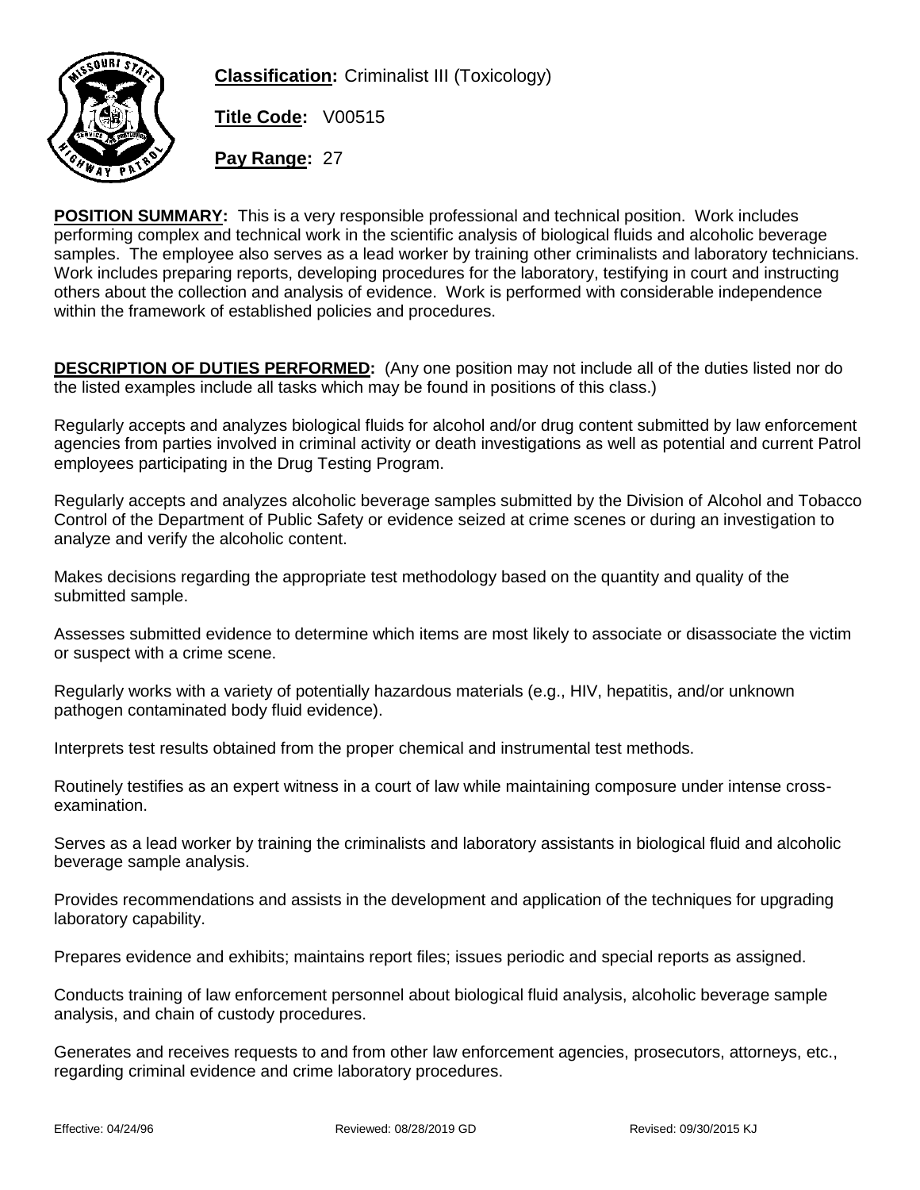**Classification:** Criminalist III (Toxicology)

**Title Code:** V00515

**Pay Range:** 27

**POSITION SUMMARY:** This is a very responsible professional and technical position. Work includes performing complex and technical work in the scientific analysis of biological fluids and alcoholic beverage samples. The employee also serves as a lead worker by training other criminalists and laboratory technicians. Work includes preparing reports, developing procedures for the laboratory, testifying in court and instructing others about the collection and analysis of evidence. Work is performed with considerable independence within the framework of established policies and procedures.

**DESCRIPTION OF DUTIES PERFORMED:** (Any one position may not include all of the duties listed nor do the listed examples include all tasks which may be found in positions of this class.)

Regularly accepts and analyzes biological fluids for alcohol and/or drug content submitted by law enforcement agencies from parties involved in criminal activity or death investigations as well as potential and current Patrol employees participating in the Drug Testing Program.

Regularly accepts and analyzes alcoholic beverage samples submitted by the Division of Alcohol and Tobacco Control of the Department of Public Safety or evidence seized at crime scenes or during an investigation to analyze and verify the alcoholic content.

Makes decisions regarding the appropriate test methodology based on the quantity and quality of the submitted sample.

Assesses submitted evidence to determine which items are most likely to associate or disassociate the victim or suspect with a crime scene.

Regularly works with a variety of potentially hazardous materials (e.g., HIV, hepatitis, and/or unknown pathogen contaminated body fluid evidence).

Interprets test results obtained from the proper chemical and instrumental test methods.

Routinely testifies as an expert witness in a court of law while maintaining composure under intense cross-examination.

Serves as a lead worker by training the criminalists and laboratory assistants in biological fluid and alcoholic beverage sample analysis.

Provides recommendations and assists in the development and application of the techniques for upgrading laboratory capability.

Prepares evidence and exhibits; maintains report files; issues periodic and special reports as assigned.

Conducts training of law enforcement personnel about biological fluid analysis, alcoholic beverage sample analysis, and chain of custody procedures.

Generates and receives requests to and from other law enforcement agencies, prosecutors, attorneys, etc., regarding criminal evidence and crime laboratory procedures.

Effective: 04/24/96 Reviewed: 08/28/2019 GD Revised: 09/30/2015 KJ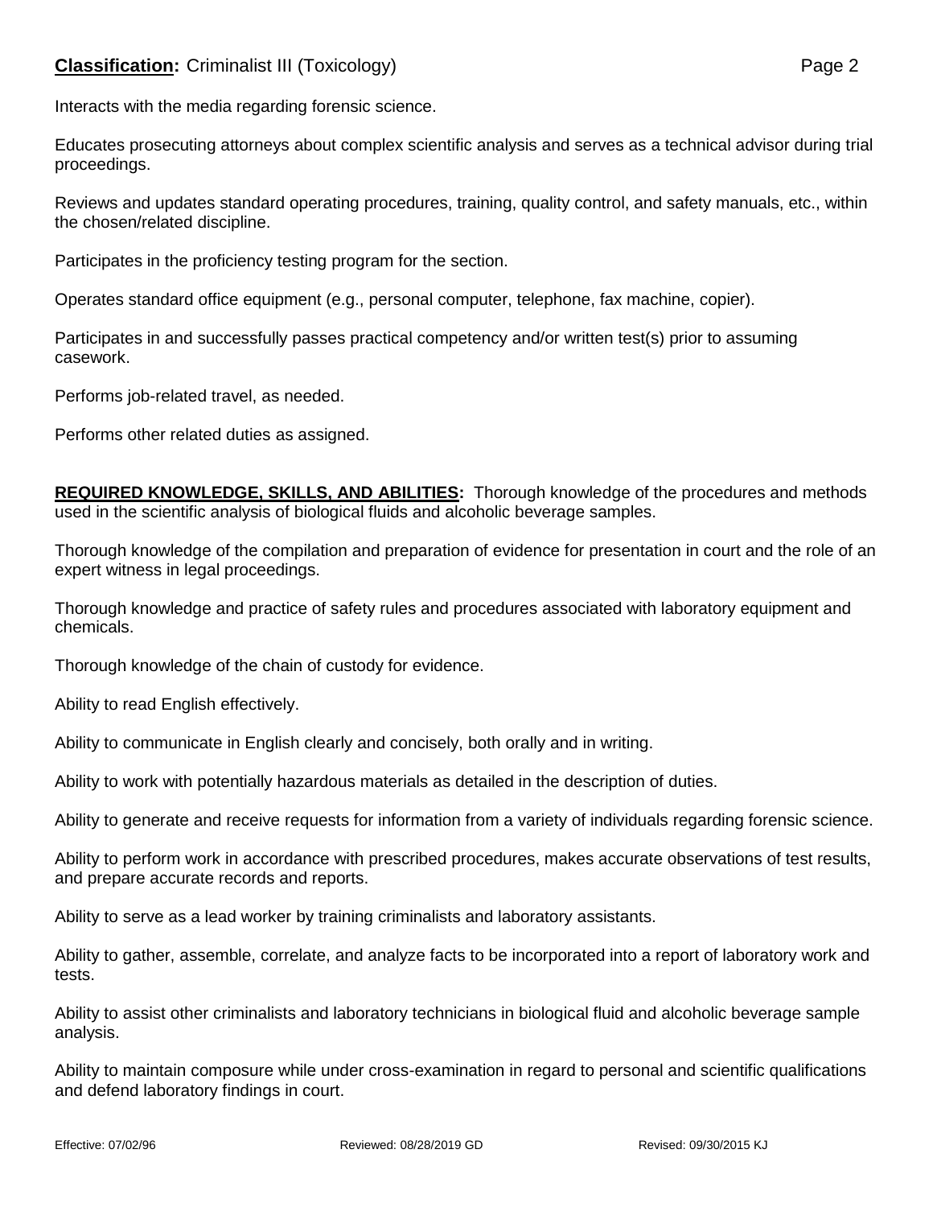Interacts with the media regarding forensic science.

Educates prosecuting attorneys about complex scientific analysis and serves as a technical advisor during trial proceedings.

Reviews and updates standard operating procedures, training, quality control, and safety manuals, etc., within the chosen/related discipline.

Participates in the proficiency testing program for the section.

Operates standard office equipment (e.g., personal computer, telephone, fax machine, copier).

Participates in and successfully passes practical competency and/or written test(s) prior to assuming casework.

Performs job-related travel, as needed.

Performs other related duties as assigned.

**REQUIRED KNOWLEDGE, SKILLS, AND ABILITIES:** Thorough knowledge of the procedures and methods used in the scientific analysis of biological fluids and alcoholic beverage samples.

Thorough knowledge of the compilation and preparation of evidence for presentation in court and the role of an expert witness in legal proceedings.

Thorough knowledge and practice of safety rules and procedures associated with laboratory equipment and chemicals.

Thorough knowledge of the chain of custody for evidence.

Ability to read English effectively.

Ability to communicate in English clearly and concisely, both orally and in writing.

Ability to work with potentially hazardous materials as detailed in the description of duties.

Ability to generate and receive requests for information from a variety of individuals regarding forensic science.

Ability to perform work in accordance with prescribed procedures, makes accurate observations of test results, and prepare accurate records and reports.

Ability to serve as a lead worker by training criminalists and laboratory assistants.

Ability to gather, assemble, correlate, and analyze facts to be incorporated into a report of laboratory work and tests.

Ability to assist other criminalists and laboratory technicians in biological fluid and alcoholic beverage sample analysis.

Ability to maintain composure while under cross-examination in regard to personal and scientific qualifications and defend laboratory findings in court.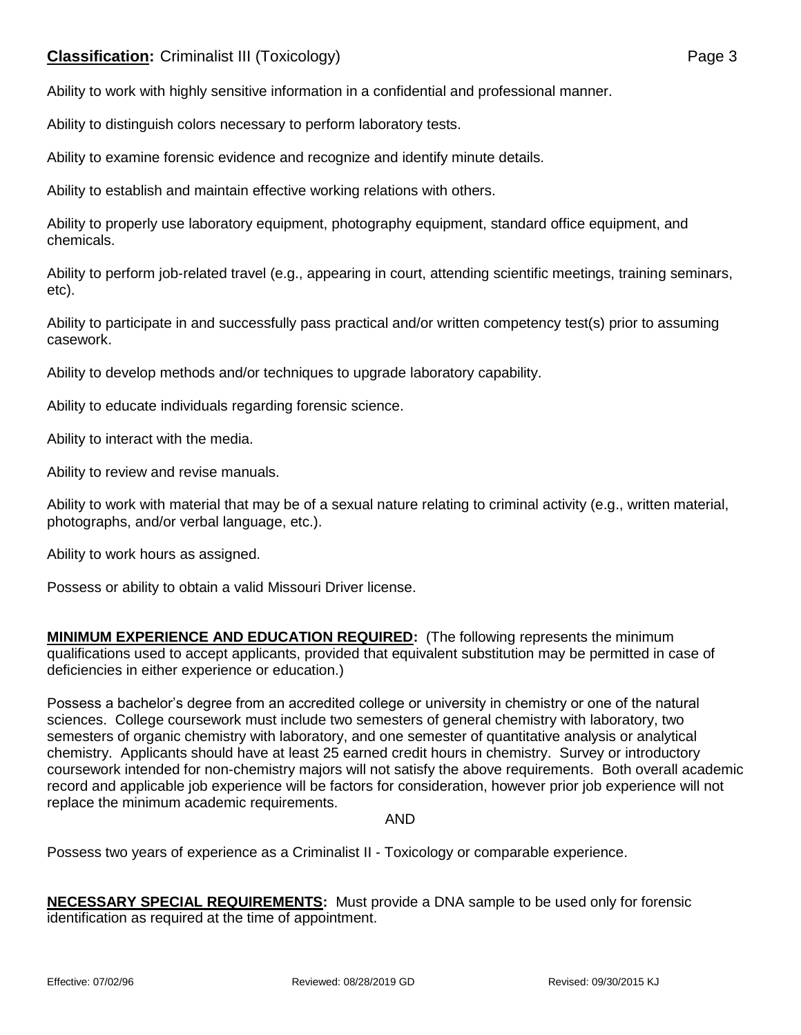Ability to work with highly sensitive information in a confidential and professional manner.

Ability to distinguish colors necessary to perform laboratory tests.

Ability to examine forensic evidence and recognize and identify minute details.

Ability to establish and maintain effective working relations with others.

Ability to properly use laboratory equipment, photography equipment, standard office equipment, and chemicals.

Ability to perform job-related travel (e.g., appearing in court, attending scientific meetings, training seminars, etc).

Ability to participate in and successfully pass practical and/or written competency test(s) prior to assuming casework.

Ability to develop methods and/or techniques to upgrade laboratory capability.

Ability to educate individuals regarding forensic science.

Ability to interact with the media.

Ability to review and revise manuals.

Ability to work with material that may be of a sexual nature relating to criminal activity (e.g., written material, photographs, and/or verbal language, etc.).

Ability to work hours as assigned.

Possess or ability to obtain a valid Missouri Driver license.

**MINIMUM EXPERIENCE AND EDUCATION REQUIRED:** (The following represents the minimum qualifications used to accept applicants, provided that equivalent substitution may be permitted in case of deficiencies in either experience or education.)

Possess a bachelor's degree from an accredited college or university in chemistry or one of the natural sciences. College coursework must include two semesters of general chemistry with laboratory, two semesters of organic chemistry with laboratory, and one semester of quantitative analysis or analytical chemistry. Applicants should have at least 25 earned credit hours in chemistry. Survey or introductory coursework intended for non-chemistry majors will not satisfy the above requirements. Both overall academic record and applicable job experience will be factors for consideration, however prior job experience will not replace the minimum academic requirements.

AND

Possess two years of experience as a Criminalist II - Toxicology or comparable experience.

**NECESSARY SPECIAL REQUIREMENTS:** Must provide a DNA sample to be used only for forensic identification as required at the time of appointment.

Effective: 07/02/96 Reviewed: 08/28/2019 GD Revised: 09/30/2015 KJ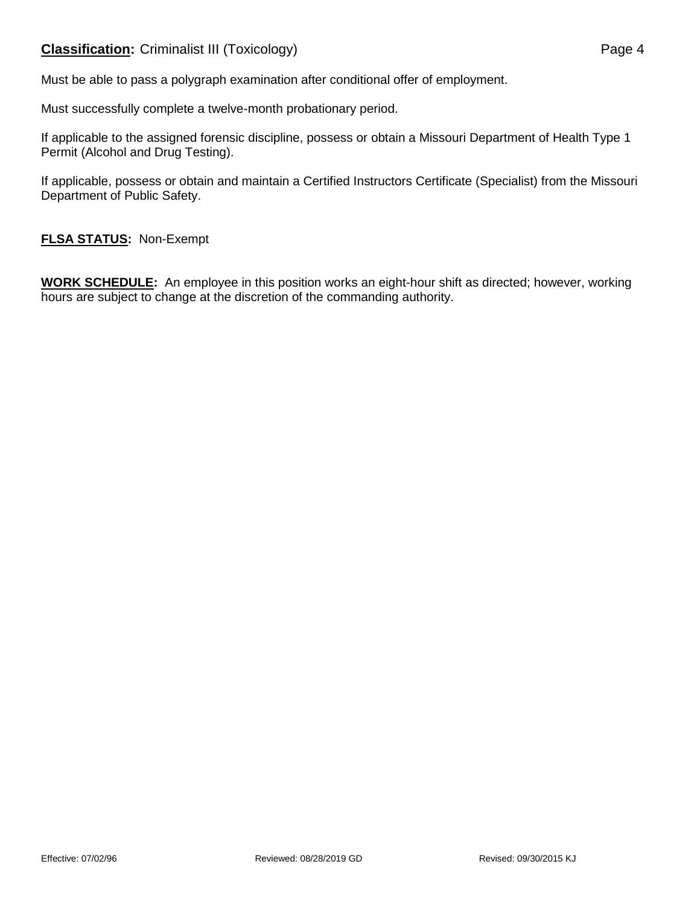Must be able to pass a polygraph examination after conditional offer of employment.

Must successfully complete a twelve-month probationary period.

If applicable to the assigned forensic discipline, possess or obtain a Missouri Department of Health Type 1 Permit (Alcohol and Drug Testing).

If applicable, possess or obtain and maintain a Certified Instructors Certificate (Specialist) from the Missouri Department of Public Safety.

**FLSA STATUS:** Non-Exempt

**WORK SCHEDULE:** An employee in this position works an eight-hour shift as directed; however, working hours are subject to change at the discretion of the commanding authority.